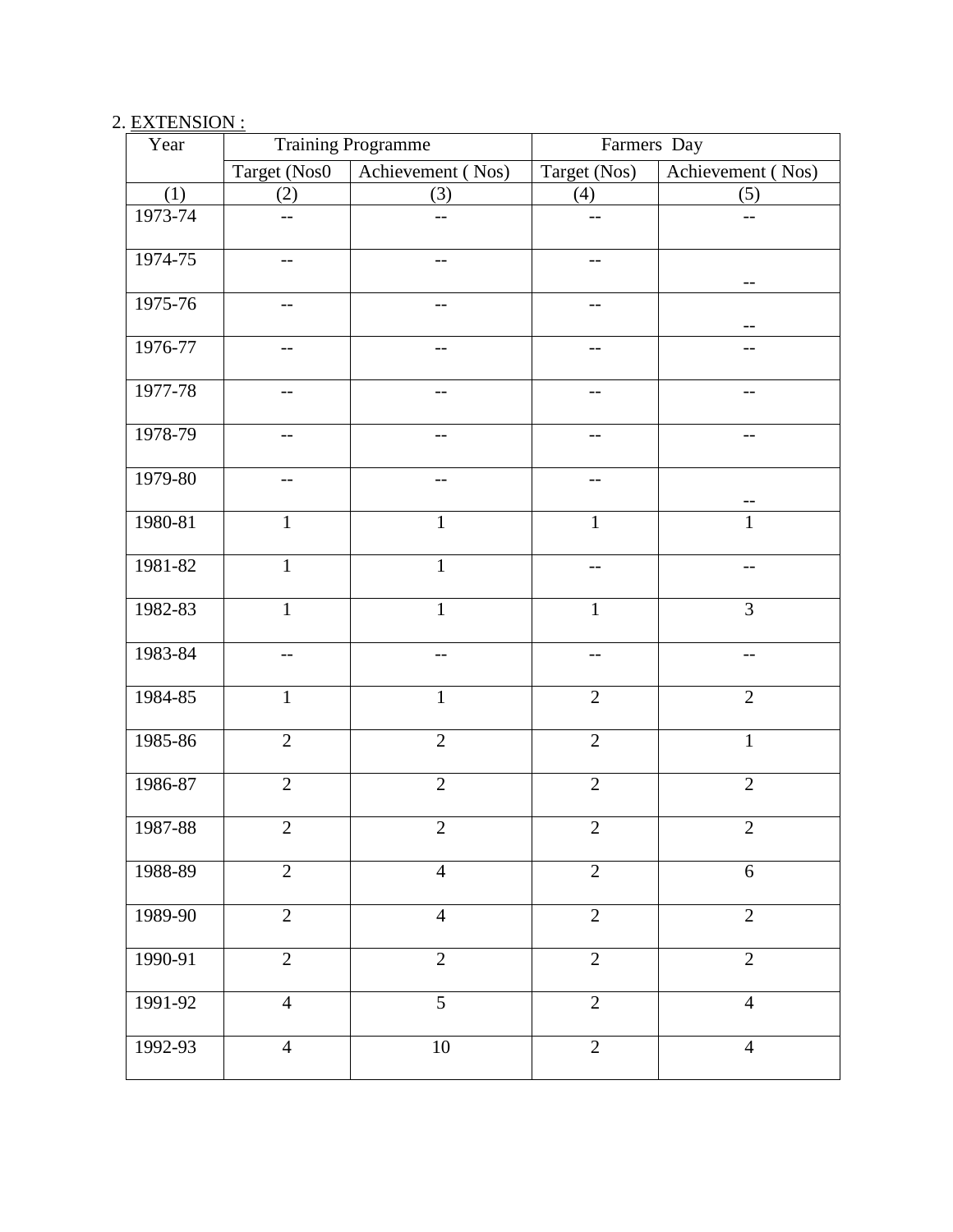2. <u>EXTENSION :</u>

| Year | Training Programme | | Farmers Day | |
|---|---|---|---|---|
| | Target (Nos0 | Achievement ( Nos) | Target (Nos) | Achievement ( Nos) |
| (1) | (2) | (3) | (4) | (5) |
| 1973-74 | -- | -- | -- | -- |
| 1974-75 | -- | -- | -- | -- |
| 1975-76 | -- | -- | -- | -- |
| 1976-77 | -- | -- | -- | -- |
| 1977-78 | -- | -- | -- | -- |
| 1978-79 | -- | -- | -- | -- |
| 1979-80 | -- | -- | -- | -- |
| 1980-81 | 1 | 1 | 1 | 1 |
| 1981-82 | 1 | 1 | -- | -- |
| 1982-83 | 1 | 1 | 1 | 3 |
| 1983-84 | -- | -- | -- | -- |
| 1984-85 | 1 | 1 | 2 | 2 |
| 1985-86 | 2 | 2 | 2 | 1 |
| 1986-87 | 2 | 2 | 2 | 2 |
| 1987-88 | 2 | 2 | 2 | 2 |
| 1988-89 | 2 | 4 | 2 | 6 |
| 1989-90 | 2 | 4 | 2 | 2 |
| 1990-91 | 2 | 2 | 2 | 2 |
| 1991-92 | 4 | 5 | 2 | 4 |
| 1992-93 | 4 | 10 | 2 | 4 |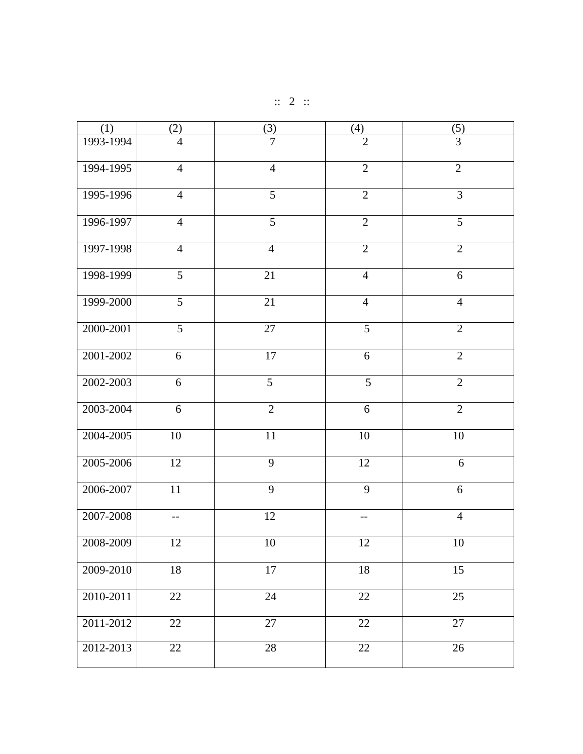| (1) | (2) | (3) | (4) | (5) |
|---|---|---|---|---|
| 1993-1994 | 4 | 7 | 2 | 3 |
| 1994-1995 | 4 | 4 | 2 | 2 |
| 1995-1996 | 4 | 5 | 2 | 3 |
| 1996-1997 | 4 | 5 | 2 | 5 |
| 1997-1998 | 4 | 4 | 2 | 2 |
| 1998-1999 | 5 | 21 | 4 | 6 |
| 1999-2000 | 5 | 21 | 4 | 4 |
| 2000-2001 | 5 | 27 | 5 | 2 |
| 2001-2002 | 6 | 17 | 6 | 2 |
| 2002-2003 | 6 | 5 | 5 | 2 |
| 2003-2004 | 6 | 2 | 6 | 2 |
| 2004-2005 | 10 | 11 | 10 | 10 |
| 2005-2006 | 12 | 9 | 12 | 6 |
| 2006-2007 | 11 | 9 | 9 | 6 |
| 2007-2008 | -- | 12 | -- | 4 |
| 2008-2009 | 12 | 10 | 12 | 10 |
| 2009-2010 | 18 | 17 | 18 | 15 |
| 2010-2011 | 22 | 24 | 22 | 25 |
| 2011-2012 | 22 | 27 | 22 | 27 |
| 2012-2013 | 22 | 28 | 22 | 26 |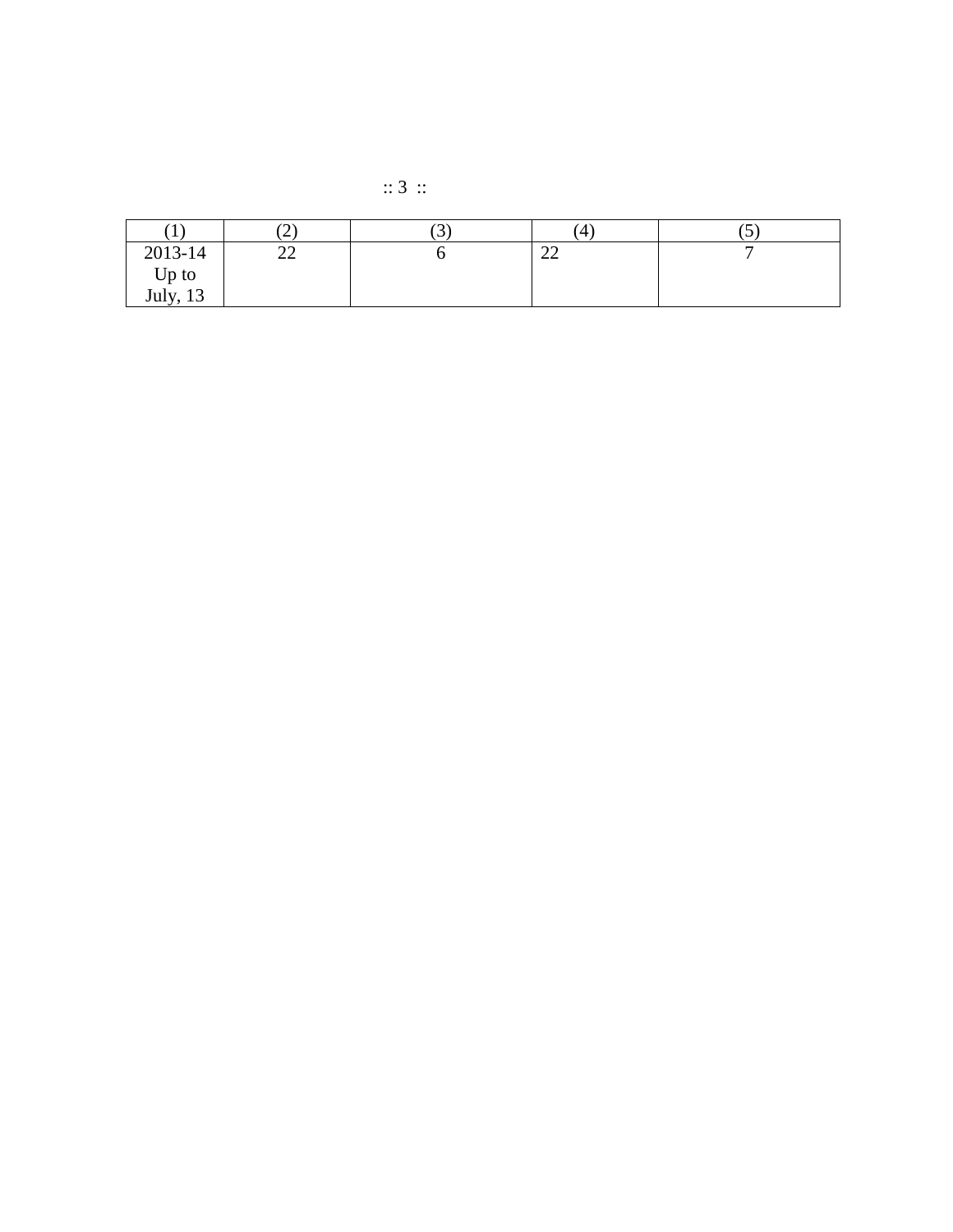| (1) | (2) | (3) | (4) | (5) |
|---|---|---|---|---|
| 2013-14 Up to July, 13 | 22 | 6 | 22 | 7 |